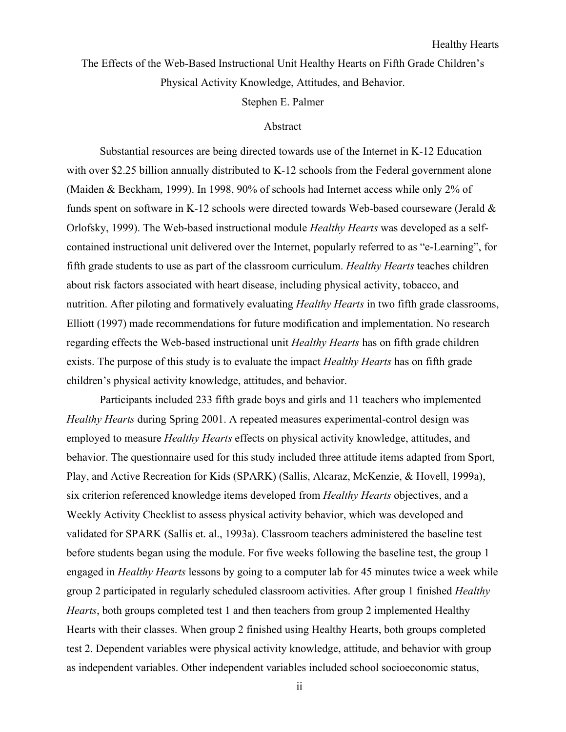# The Effects of the Web-Based Instructional Unit Healthy Hearts on Fifth Grade Children's Physical Activity Knowledge, Attitudes, and Behavior.

Stephen E. Palmer

## Abstract

Substantial resources are being directed towards use of the Internet in K-12 Education with over $2.25 billion annually distributed to K-12 schools from the Federal government alone (Maiden & Beckham, 1999). In 1998, 90% of schools had Internet access while only 2% of funds spent on software in K-12 schools were directed towards Web-based courseware (Jerald & Orlofsky, 1999). The Web-based instructional module *Healthy Hearts* was developed as a self-contained instructional unit delivered over the Internet, popularly referred to as "e-Learning", for fifth grade students to use as part of the classroom curriculum. *Healthy Hearts* teaches children about risk factors associated with heart disease, including physical activity, tobacco, and nutrition. After piloting and formatively evaluating *Healthy Hearts* in two fifth grade classrooms, Elliott (1997) made recommendations for future modification and implementation. No research regarding effects the Web-based instructional unit *Healthy Hearts* has on fifth grade children exists. The purpose of this study is to evaluate the impact *Healthy Hearts* has on fifth grade children's physical activity knowledge, attitudes, and behavior.

Participants included 233 fifth grade boys and girls and 11 teachers who implemented *Healthy Hearts* during Spring 2001. A repeated measures experimental-control design was employed to measure *Healthy Hearts* effects on physical activity knowledge, attitudes, and behavior. The questionnaire used for this study included three attitude items adapted from Sport, Play, and Active Recreation for Kids (SPARK) (Sallis, Alcaraz, McKenzie, & Hovell, 1999a), six criterion referenced knowledge items developed from *Healthy Hearts* objectives, and a Weekly Activity Checklist to assess physical activity behavior, which was developed and validated for SPARK (Sallis et. al., 1993a). Classroom teachers administered the baseline test before students began using the module. For five weeks following the baseline test, the group 1 engaged in *Healthy Hearts* lessons by going to a computer lab for 45 minutes twice a week while group 2 participated in regularly scheduled classroom activities. After group 1 finished *Healthy Hearts*, both groups completed test 1 and then teachers from group 2 implemented Healthy Hearts with their classes. When group 2 finished using Healthy Hearts, both groups completed test 2. Dependent variables were physical activity knowledge, attitude, and behavior with group as independent variables. Other independent variables included school socioeconomic status,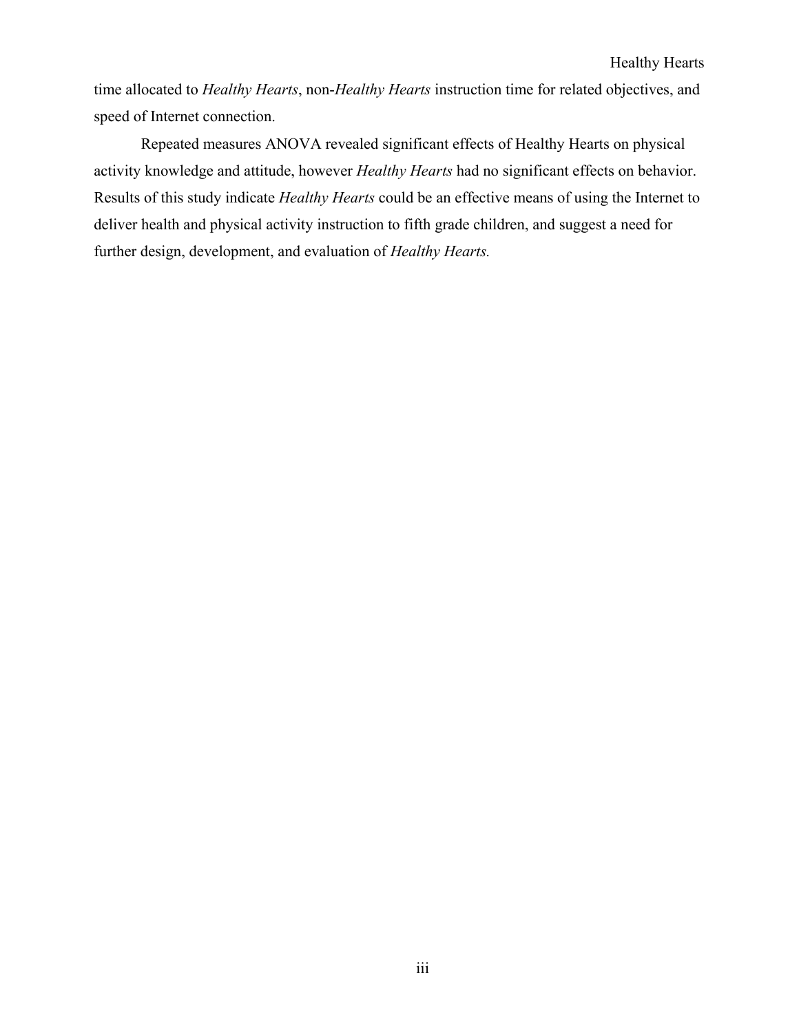time allocated to *Healthy Hearts*, non-*Healthy Hearts* instruction time for related objectives, and speed of Internet connection.

Repeated measures ANOVA revealed significant effects of Healthy Hearts on physical activity knowledge and attitude, however *Healthy Hearts* had no significant effects on behavior. Results of this study indicate *Healthy Hearts* could be an effective means of using the Internet to deliver health and physical activity instruction to fifth grade children, and suggest a need for further design, development, and evaluation of *Healthy Hearts.*